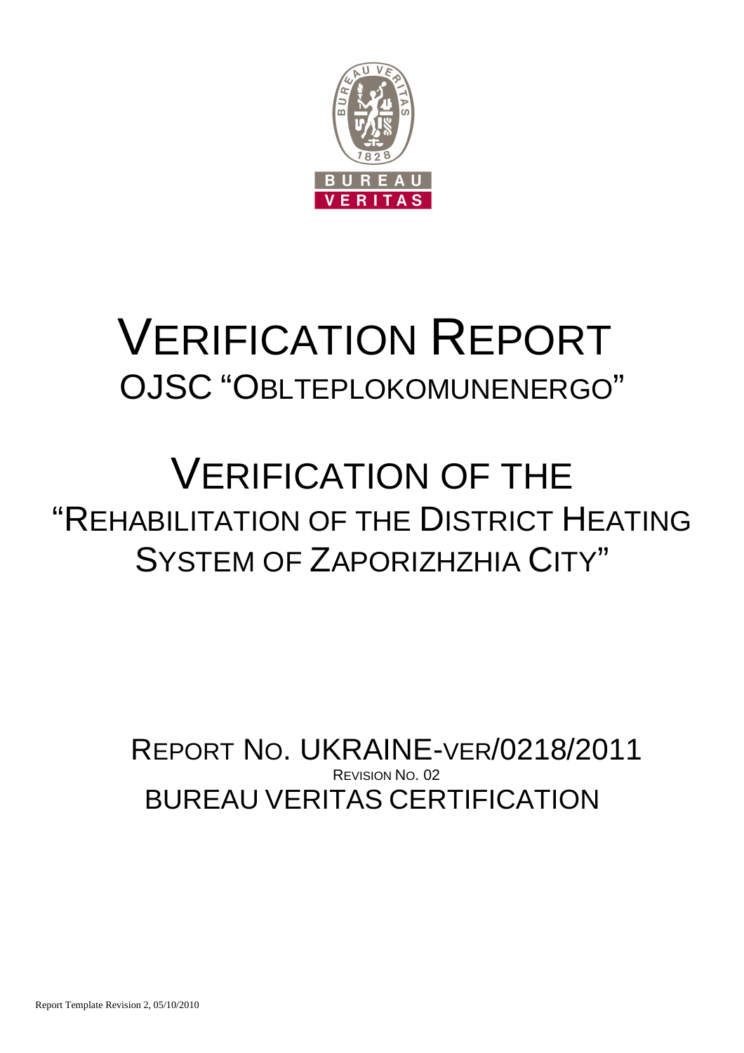# VERIFICATION REPORT

## OJSC "OBLTEPLOKOMUNENERGO"

# VERIFICATION OF THE "REHABILITATION OF THE DISTRICT HEATING SYSTEM OF ZAPORIZHZHIA CITY"

REPORT NO. UKRAINE-VER/0218/2011

REVISION NO. 02

BUREAU VERITAS CERTIFICATION

Report Template Revision 2, 05/10/2010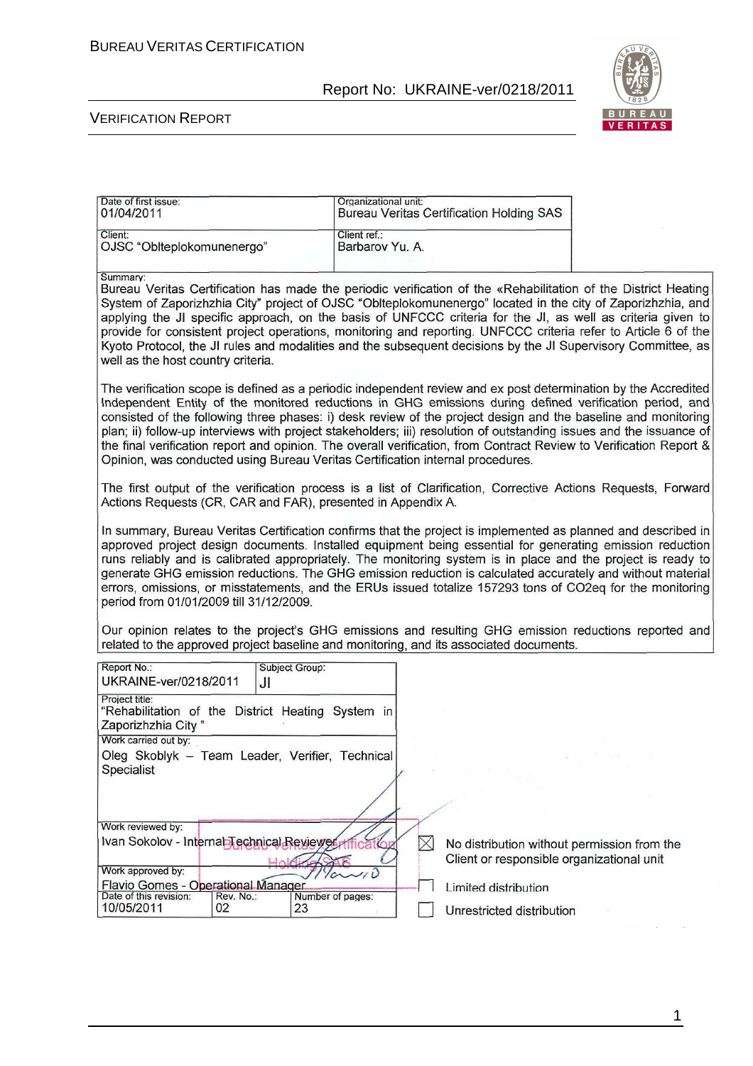| Date of first issue: 01/04/2011 | Organizational unit: Bureau Veritas Certification Holding SAS |
|---|---|
| Client: OJSC "Oblteplokomunenergo" | Client ref.: Barbarov Yu. A. |

Summary:

Bureau Veritas Certification has made the periodic verification of the «Rehabilitation of the District Heating System of Zaporizhzhia City" project of OJSC "Oblteplokomunenergo" located in the city of Zaporizhzhia, and applying the JI specific approach, on the basis of UNFCCC criteria for the JI, as well as criteria given to provide for consistent project operations, monitoring and reporting. UNFCCC criteria refer to Article 6 of the Kyoto Protocol, the JI rules and modalities and the subsequent decisions by the JI Supervisory Committee, as well as the host country criteria.

The verification scope is defined as a periodic independent review and ex post determination by the Accredited Independent Entity of the monitored reductions in GHG emissions during defined verification period, and consisted of the following three phases: i) desk review of the project design and the baseline and monitoring plan; ii) follow-up interviews with project stakeholders; iii) resolution of outstanding issues and the issuance of the final verification report and opinion. The overall verification, from Contract Review to Verification Report & Opinion, was conducted using Bureau Veritas Certification internal procedures.

The first output of the verification process is a list of Clarification, Corrective Actions Requests, Forward Actions Requests (CR, CAR and FAR), presented in Appendix A.

In summary, Bureau Veritas Certification confirms that the project is implemented as planned and described in approved project design documents. Installed equipment being essential for generating emission reduction runs reliably and is calibrated appropriately. The monitoring system is in place and the project is ready to generate GHG emission reductions. The GHG emission reduction is calculated accurately and without material errors, omissions, or misstatements, and the ERUs issued totalize 157293 tons of $CO_2$eq for the monitoring period from 01/01/2009 till 31/12/2009.

Our opinion relates to the project's GHG emissions and resulting GHG emission reductions reported and related to the approved project baseline and monitoring, and its associated documents.

| Report No.: UKRAINE-ver/0218/2011 | Subject Group: JI | |
|---|---|---|
| Project title: "Rehabilitation of the District Heating System in Zaporizhzhia City" | | |
| Work carried out by: Oleg Skoblyk – Team Leader, Verifier, Technical Specialist | | |
| Work reviewed by: Ivan Sokolov - Internal Technical Reviewer | | |
| Work approved by: Flavio Gomes - Operational Manager | | |
| Date of this revision: 10/05/2011 | Rev. No.: 02 | Number of pages: 23 |

- [x] No distribution without permission from the Client or responsible organizational unit
- [ ] Limited distribution
- [ ] Unrestricted distribution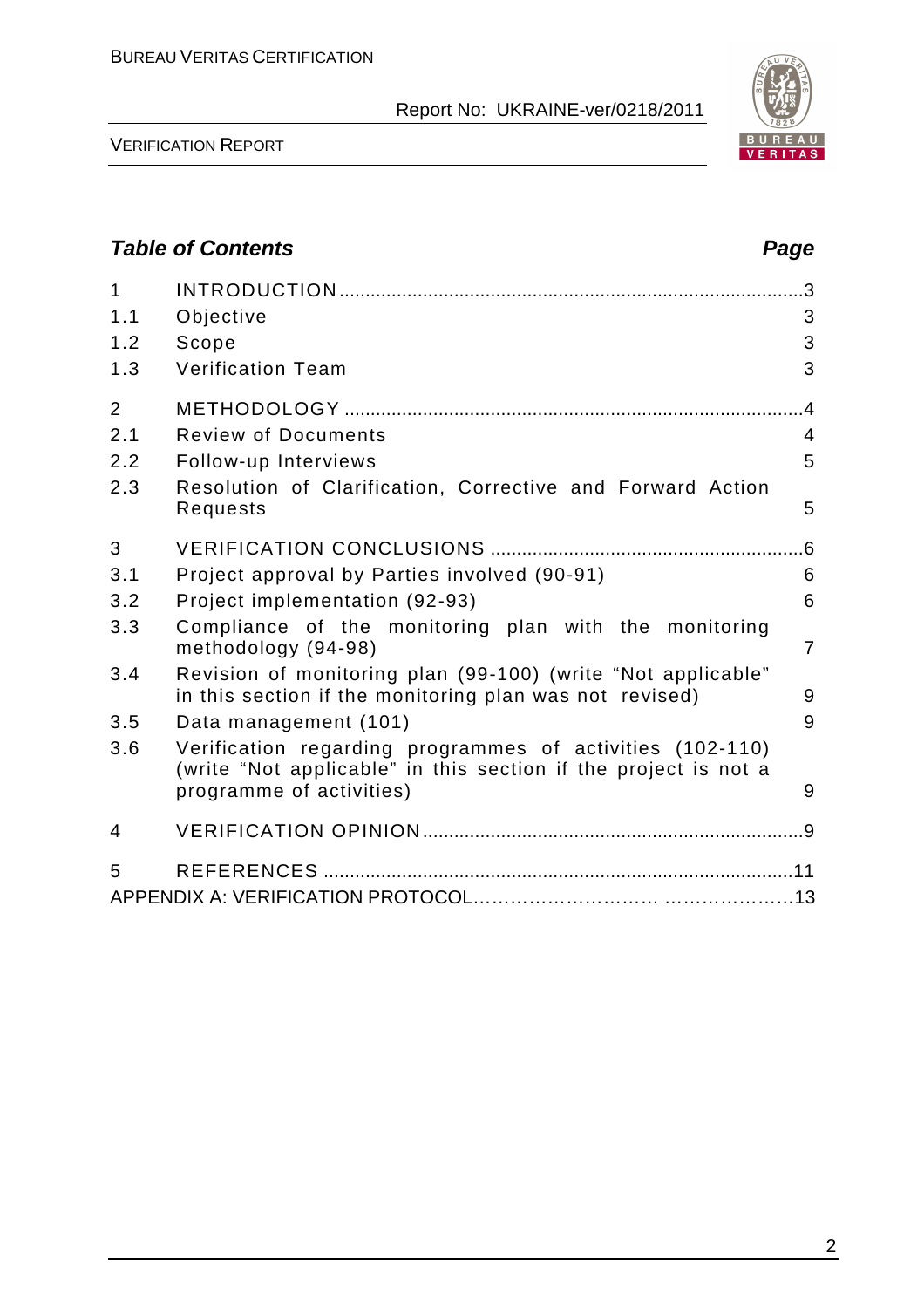## Table of Contents

| | | Page |
|---|---|---|
| 1 | INTRODUCTION | 3 |
| 1.1 | Objective | 3 |
| 1.2 | Scope | 3 |
| 1.3 | Verification Team | 3 |
| 2 | METHODOLOGY | 4 |
| 2.1 | Review of Documents | 4 |
| 2.2 | Follow-up Interviews | 5 |
| 2.3 | Resolution of Clarification, Corrective and Forward Action Requests | 5 |
| 3 | VERIFICATION CONCLUSIONS | 6 |
| 3.1 | Project approval by Parties involved (90-91) | 6 |
| 3.2 | Project implementation (92-93) | 6 |
| 3.3 | Compliance of the monitoring plan with the monitoring methodology (94-98) | 7 |
| 3.4 | Revision of monitoring plan (99-100) (write "Not applicable" in this section if the monitoring plan was not revised) | 9 |
| 3.5 | Data management (101) | 9 |
| 3.6 | Verification regarding programmes of activities (102-110) (write "Not applicable" in this section if the project is not a programme of activities) | 9 |
| 4 | VERIFICATION OPINION | 9 |
| 5 | REFERENCES | 11 |
| | APPENDIX A: VERIFICATION PROTOCOL | 13 |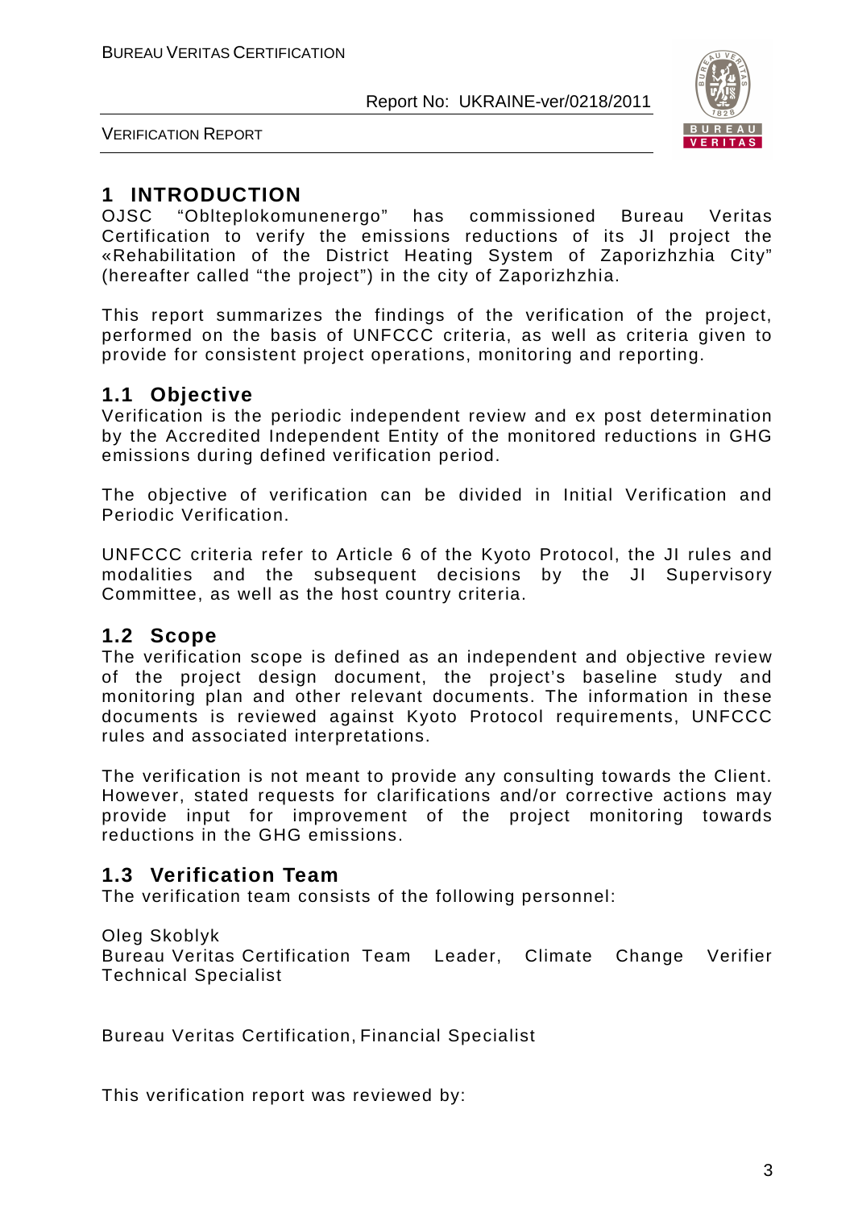# 1 INTRODUCTION

OJSC "Oblteplokomunenergo" has commissioned Bureau Veritas Certification to verify the emissions reductions of its JI project the «Rehabilitation of the District Heating System of Zaporizhzhia City" (hereafter called "the project") in the city of Zaporizhzhia.

This report summarizes the findings of the verification of the project, performed on the basis of UNFCCC criteria, as well as criteria given to provide for consistent project operations, monitoring and reporting.

## 1.1 Objective

Verification is the periodic independent review and ex post determination by the Accredited Independent Entity of the monitored reductions in GHG emissions during defined verification period.

The objective of verification can be divided in Initial Verification and Periodic Verification.

UNFCCC criteria refer to Article 6 of the Kyoto Protocol, the JI rules and modalities and the subsequent decisions by the JI Supervisory Committee, as well as the host country criteria.

## 1.2 Scope

The verification scope is defined as an independent and objective review of the project design document, the project's baseline study and monitoring plan and other relevant documents. The information in these documents is reviewed against Kyoto Protocol requirements, UNFCCC rules and associated interpretations.

The verification is not meant to provide any consulting towards the Client. However, stated requests for clarifications and/or corrective actions may provide input for improvement of the project monitoring towards reductions in the GHG emissions.

## 1.3 Verification Team

The verification team consists of the following personnel:

Oleg Skoblyk
Bureau Veritas Certification Team Leader, Climate Change Verifier Technical Specialist

Bureau Veritas Certification, Financial Specialist

This verification report was reviewed by: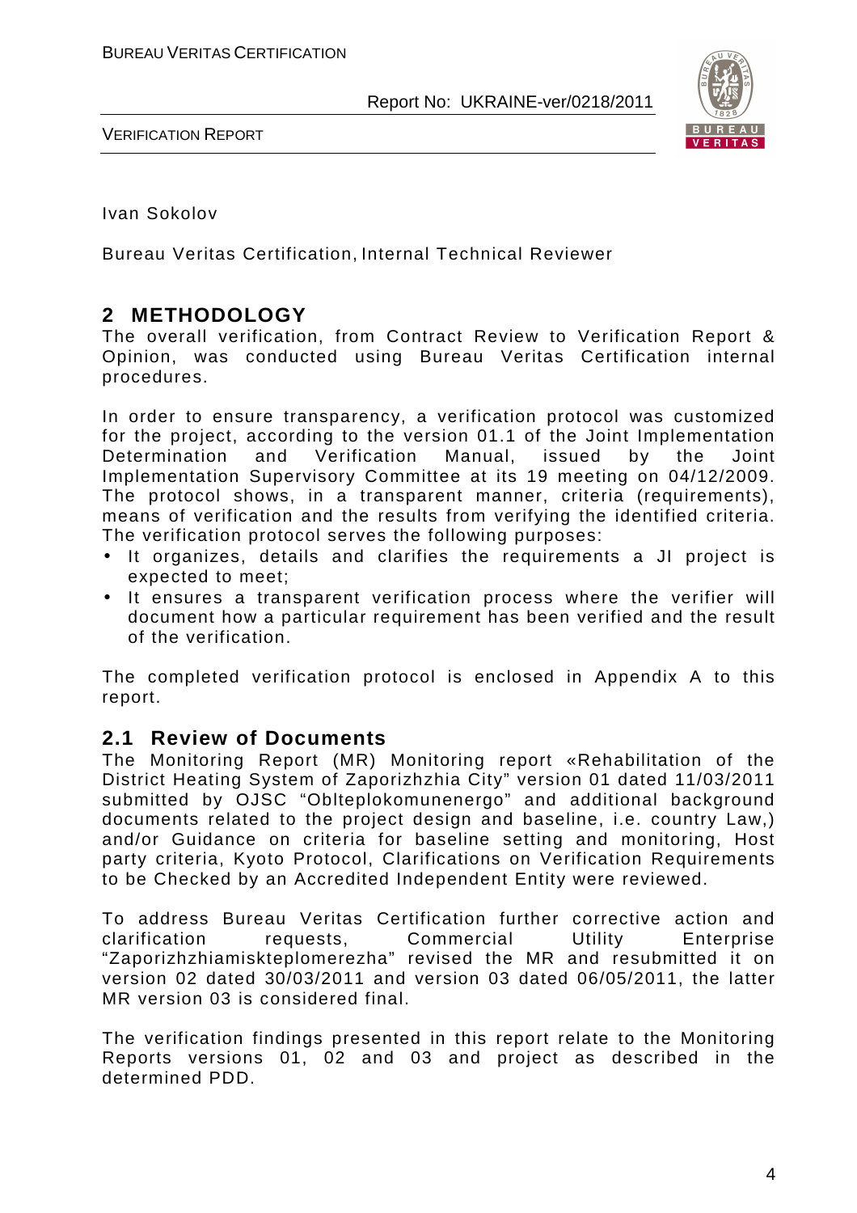Ivan Sokolov

Bureau Veritas Certification, Internal Technical Reviewer

## 2 METHODOLOGY

The overall verification, from Contract Review to Verification Report & Opinion, was conducted using Bureau Veritas Certification internal procedures.

In order to ensure transparency, a verification protocol was customized for the project, according to the version 01.1 of the Joint Implementation Determination and Verification Manual, issued by the Joint Implementation Supervisory Committee at its 19 meeting on 04/12/2009. The protocol shows, in a transparent manner, criteria (requirements), means of verification and the results from verifying the identified criteria. The verification protocol serves the following purposes:

- It organizes, details and clarifies the requirements a JI project is expected to meet;
- It ensures a transparent verification process where the verifier will document how a particular requirement has been verified and the result of the verification.

The completed verification protocol is enclosed in Appendix A to this report.

### 2.1 Review of Documents

The Monitoring Report (MR) Monitoring report «Rehabilitation of the District Heating System of Zaporizhzhia City" version 01 dated 11/03/2011 submitted by OJSC "Oblteplokomunenergo" and additional background documents related to the project design and baseline, i.e. country Law,) and/or Guidance on criteria for baseline setting and monitoring, Host party criteria, Kyoto Protocol, Clarifications on Verification Requirements to be Checked by an Accredited Independent Entity were reviewed.

To address Bureau Veritas Certification further corrective action and clarification requests, Commercial Utility Enterprise "Zaporizhzhiamiskteplomerezha" revised the MR and resubmitted it on version 02 dated 30/03/2011 and version 03 dated 06/05/2011, the latter MR version 03 is considered final.

The verification findings presented in this report relate to the Monitoring Reports versions 01, 02 and 03 and project as described in the determined PDD.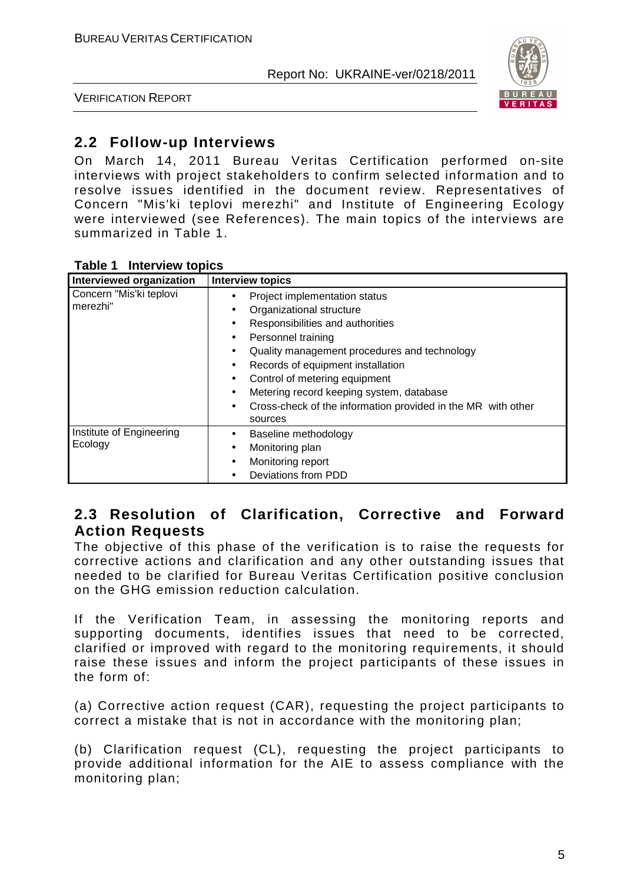## 2.2 Follow-up Interviews

On March 14, 2011 Bureau Veritas Certification performed on-site interviews with project stakeholders to confirm selected information and to resolve issues identified in the document review. Representatives of Concern "Mis'ki teplovi merezhi" and Institute of Engineering Ecology were interviewed (see References). The main topics of the interviews are summarized in Table 1.

**Table 1 Interview topics**

| Interviewed organization | Interview topics |
|---|---|
| Concern "Mis'ki teplovi merezhi" | • Project implementation status<br>• Organizational structure<br>• Responsibilities and authorities<br>• Personnel training<br>• Quality management procedures and technology<br>• Records of equipment installation<br>• Control of metering equipment<br>• Metering record keeping system, database<br>• Cross-check of the information provided in the MR with other sources |
| Institute of Engineering Ecology | • Baseline methodology<br>• Monitoring plan<br>• Monitoring report<br>• Deviations from PDD |

## 2.3 Resolution of Clarification, Corrective and Forward Action Requests

The objective of this phase of the verification is to raise the requests for corrective actions and clarification and any other outstanding issues that needed to be clarified for Bureau Veritas Certification positive conclusion on the GHG emission reduction calculation.

If the Verification Team, in assessing the monitoring reports and supporting documents, identifies issues that need to be corrected, clarified or improved with regard to the monitoring requirements, it should raise these issues and inform the project participants of these issues in the form of:

(a) Corrective action request (CAR), requesting the project participants to correct a mistake that is not in accordance with the monitoring plan;

(b) Clarification request (CL), requesting the project participants to provide additional information for the AIE to assess compliance with the monitoring plan;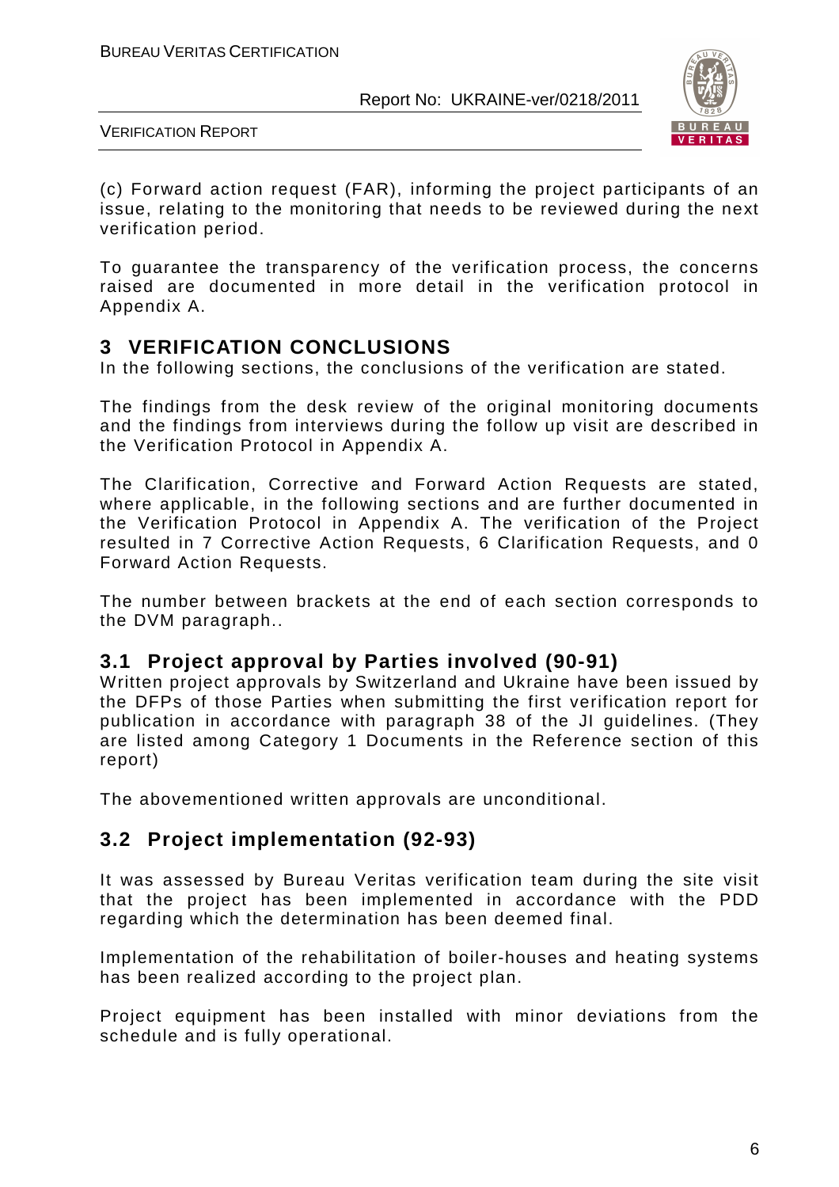(c) Forward action request (FAR), informing the project participants of an issue, relating to the monitoring that needs to be reviewed during the next verification period.

To guarantee the transparency of the verification process, the concerns raised are documented in more detail in the verification protocol in Appendix A.

## 3 VERIFICATION CONCLUSIONS

In the following sections, the conclusions of the verification are stated.

The findings from the desk review of the original monitoring documents and the findings from interviews during the follow up visit are described in the Verification Protocol in Appendix A.

The Clarification, Corrective and Forward Action Requests are stated, where applicable, in the following sections and are further documented in the Verification Protocol in Appendix A. The verification of the Project resulted in 7 Corrective Action Requests, 6 Clarification Requests, and 0 Forward Action Requests.

The number between brackets at the end of each section corresponds to the DVM paragraph..

### 3.1 Project approval by Parties involved (90-91)

Written project approvals by Switzerland and Ukraine have been issued by the DFPs of those Parties when submitting the first verification report for publication in accordance with paragraph 38 of the JI guidelines. (They are listed among Category 1 Documents in the Reference section of this report)

The abovementioned written approvals are unconditional.

### 3.2 Project implementation (92-93)

It was assessed by Bureau Veritas verification team during the site visit that the project has been implemented in accordance with the PDD regarding which the determination has been deemed final.

Implementation of the rehabilitation of boiler-houses and heating systems has been realized according to the project plan.

Project equipment has been installed with minor deviations from the schedule and is fully operational.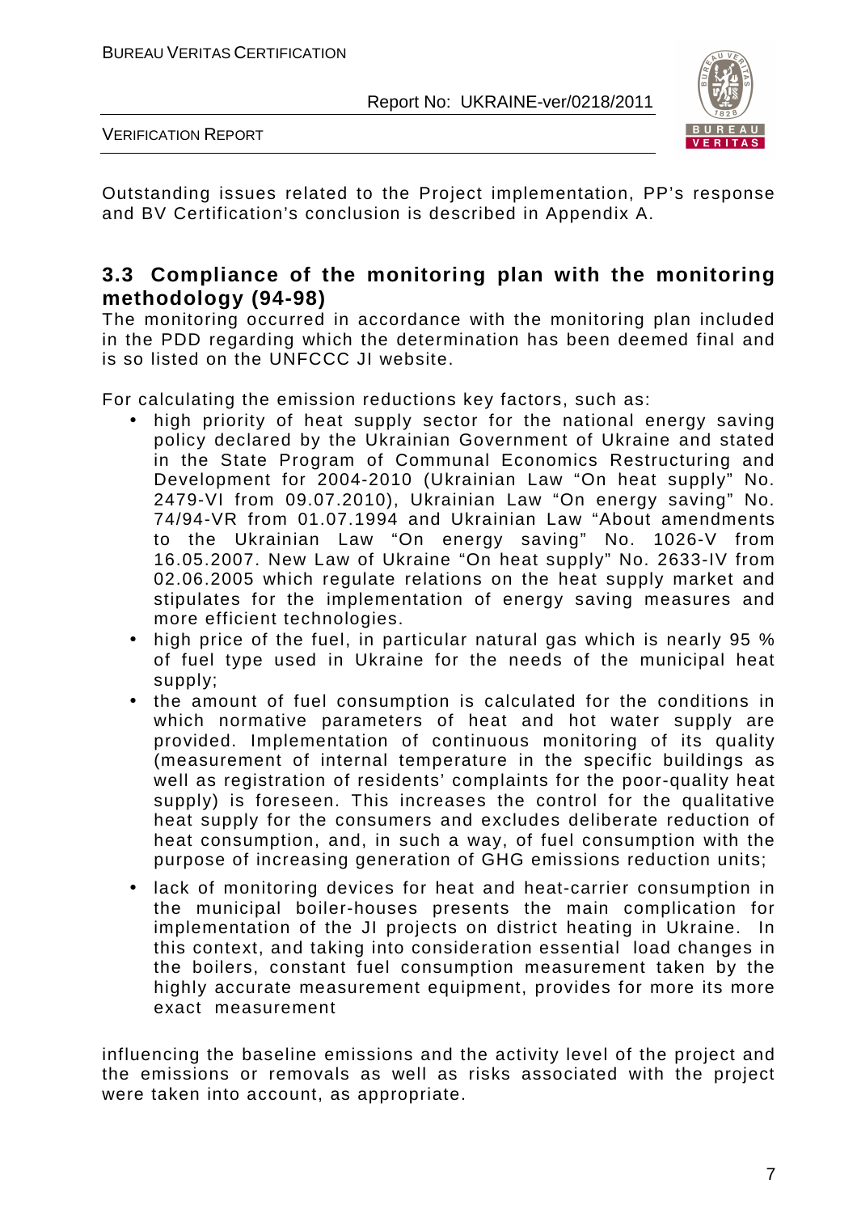Outstanding issues related to the Project implementation, PP's response and BV Certification's conclusion is described in Appendix A.

## 3.3 Compliance of the monitoring plan with the monitoring methodology (94-98)

The monitoring occurred in accordance with the monitoring plan included in the PDD regarding which the determination has been deemed final and is so listed on the UNFCCC JI website.

For calculating the emission reductions key factors, such as:

- high priority of heat supply sector for the national energy saving policy declared by the Ukrainian Government of Ukraine and stated in the State Program of Communal Economics Restructuring and Development for 2004-2010 (Ukrainian Law "On heat supply" No. 2479-VI from 09.07.2010), Ukrainian Law "On energy saving" No. 74/94-VR from 01.07.1994 and Ukrainian Law "About amendments to the Ukrainian Law "On energy saving" No. 1026-V from 16.05.2007. New Law of Ukraine "On heat supply" No. 2633-IV from 02.06.2005 which regulate relations on the heat supply market and stipulates for the implementation of energy saving measures and more efficient technologies.
- high price of the fuel, in particular natural gas which is nearly 95 % of fuel type used in Ukraine for the needs of the municipal heat supply;
- the amount of fuel consumption is calculated for the conditions in which normative parameters of heat and hot water supply are provided. Implementation of continuous monitoring of its quality (measurement of internal temperature in the specific buildings as well as registration of residents' complaints for the poor-quality heat supply) is foreseen. This increases the control for the qualitative heat supply for the consumers and excludes deliberate reduction of heat consumption, and, in such a way, of fuel consumption with the purpose of increasing generation of GHG emissions reduction units;
- lack of monitoring devices for heat and heat-carrier consumption in the municipal boiler-houses presents the main complication for implementation of the JI projects on district heating in Ukraine. In this context, and taking into consideration essential load changes in the boilers, constant fuel consumption measurement taken by the highly accurate measurement equipment, provides for more its more exact measurement

influencing the baseline emissions and the activity level of the project and the emissions or removals as well as risks associated with the project were taken into account, as appropriate.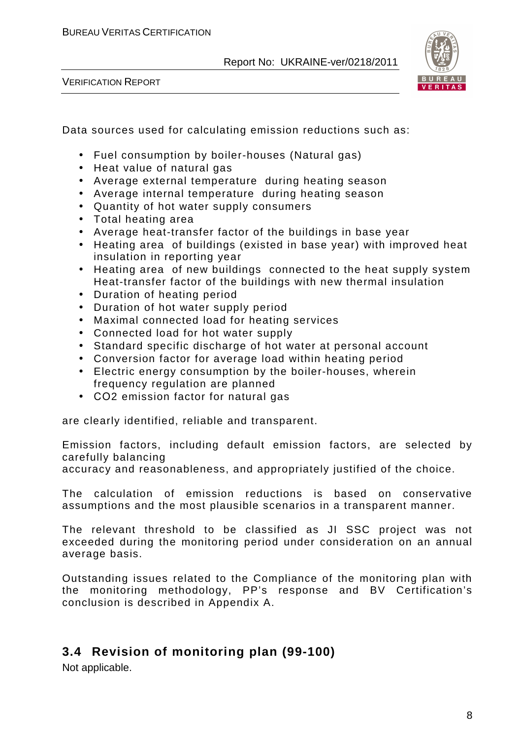Data sources used for calculating emission reductions such as:

- Fuel consumption by boiler-houses (Natural gas)
- Heat value of natural gas
- Average external temperature during heating season
- Average internal temperature during heating season
- Quantity of hot water supply consumers
- Total heating area
- Average heat-transfer factor of the buildings in base year
- Heating area of buildings (existed in base year) with improved heat insulation in reporting year
- Heating area of new buildings connected to the heat supply system Heat-transfer factor of the buildings with new thermal insulation
- Duration of heating period
- Duration of hot water supply period
- Maximal connected load for heating services
- Connected load for hot water supply
- Standard specific discharge of hot water at personal account
- Conversion factor for average load within heating period
- Electric energy consumption by the boiler-houses, wherein frequency regulation are planned
- $CO_2$ emission factor for natural gas

are clearly identified, reliable and transparent.

Emission factors, including default emission factors, are selected by carefully balancing
accuracy and reasonableness, and appropriately justified of the choice.

The calculation of emission reductions is based on conservative assumptions and the most plausible scenarios in a transparent manner.

The relevant threshold to be classified as JI SSC project was not exceeded during the monitoring period under consideration on an annual average basis.

Outstanding issues related to the Compliance of the monitoring plan with the monitoring methodology, PP's response and BV Certification's conclusion is described in Appendix A.

## 3.4 Revision of monitoring plan (99-100)

Not applicable.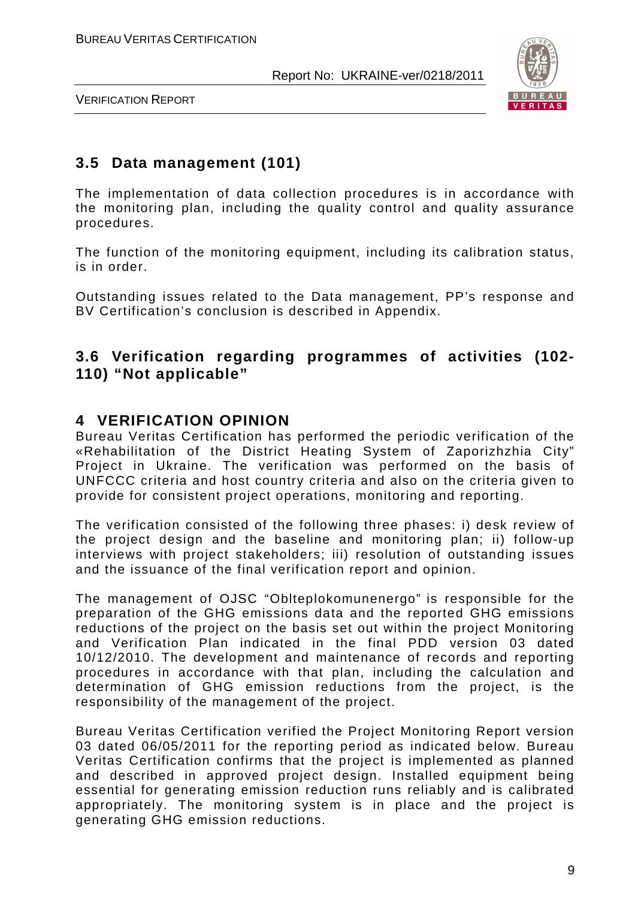## 3.5 Data management (101)

The implementation of data collection procedures is in accordance with the monitoring plan, including the quality control and quality assurance procedures.

The function of the monitoring equipment, including its calibration status, is in order.

Outstanding issues related to the Data management, PP's response and BV Certification's conclusion is described in Appendix.

## 3.6 Verification regarding programmes of activities (102-110) "Not applicable"

# 4 VERIFICATION OPINION

Bureau Veritas Certification has performed the periodic verification of the «Rehabilitation of the District Heating System of Zaporizhzhia City" Project in Ukraine. The verification was performed on the basis of UNFCCC criteria and host country criteria and also on the criteria given to provide for consistent project operations, monitoring and reporting.

The verification consisted of the following three phases: i) desk review of the project design and the baseline and monitoring plan; ii) follow-up interviews with project stakeholders; iii) resolution of outstanding issues and the issuance of the final verification report and opinion.

The management of OJSC "Oblteplokomunenergo" is responsible for the preparation of the GHG emissions data and the reported GHG emissions reductions of the project on the basis set out within the project Monitoring and Verification Plan indicated in the final PDD version 03 dated 10/12/2010. The development and maintenance of records and reporting procedures in accordance with that plan, including the calculation and determination of GHG emission reductions from the project, is the responsibility of the management of the project.

Bureau Veritas Certification verified the Project Monitoring Report version 03 dated 06/05/2011 for the reporting period as indicated below. Bureau Veritas Certification confirms that the project is implemented as planned and described in approved project design. Installed equipment being essential for generating emission reduction runs reliably and is calibrated appropriately. The monitoring system is in place and the project is generating GHG emission reductions.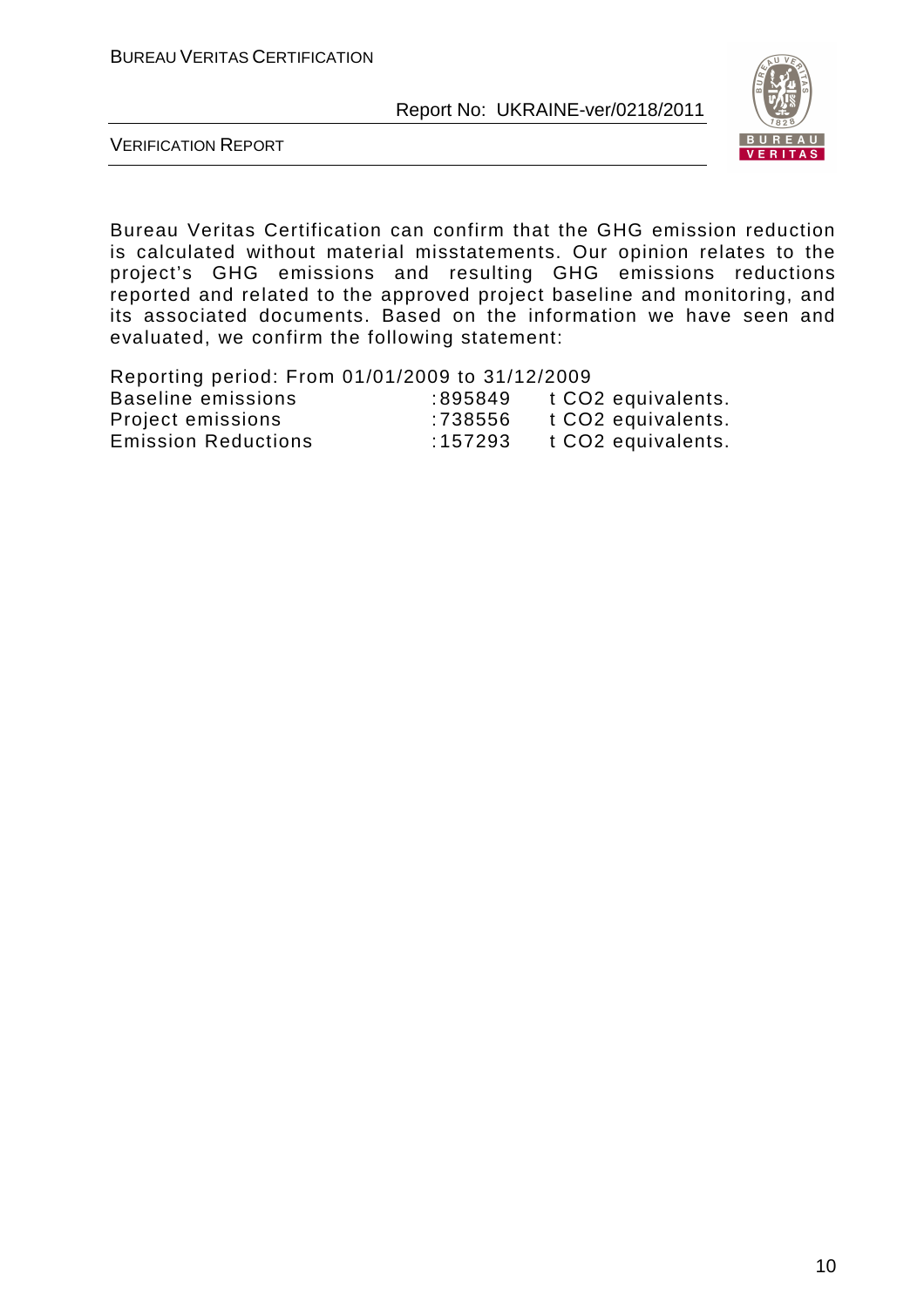Bureau Veritas Certification can confirm that the GHG emission reduction is calculated without material misstatements. Our opinion relates to the project's GHG emissions and resulting GHG emissions reductions reported and related to the approved project baseline and monitoring, and its associated documents. Based on the information we have seen and evaluated, we confirm the following statement:

Reporting period: From 01/01/2009 to 31/12/2009

| | | |
|---|---|---|
| Baseline emissions | :895849 | t $CO_2$ equivalents. |
| Project emissions | :738556 | t $CO_2$ equivalents. |
| Emission Reductions | :157293 | t $CO_2$ equivalents. |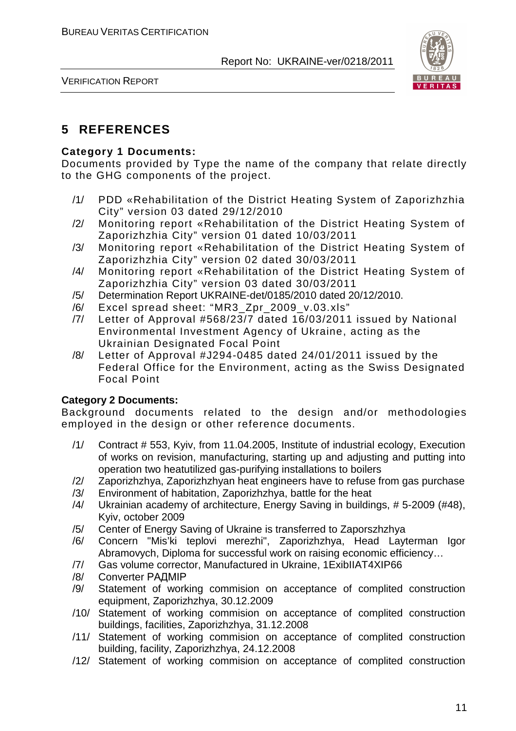# 5 REFERENCES

**Category 1 Documents:**

Documents provided by Type the name of the company that relate directly to the GHG components of the project.

/1/ PDD «Rehabilitation of the District Heating System of Zaporizhzhia City" version 03 dated 29/12/2010

/2/ Monitoring report «Rehabilitation of the District Heating System of Zaporizhzhia City" version 01 dated 10/03/2011

/3/ Monitoring report «Rehabilitation of the District Heating System of Zaporizhzhia City" version 02 dated 30/03/2011

/4/ Monitoring report «Rehabilitation of the District Heating System of Zaporizhzhia City" version 03 dated 30/03/2011

/5/ Determination Report UKRAINE-det/0185/2010 dated 20/12/2010.

/6/ Excel spread sheet: "MR3_Zpr_2009_v.03.xls"

/7/ Letter of Approval #568/23/7 dated 16/03/2011 issued by National Environmental Investment Agency of Ukraine, acting as the Ukrainian Designated Focal Point

/8/ Letter of Approval #J294-0485 dated 24/01/2011 issued by the Federal Office for the Environment, acting as the Swiss Designated Focal Point

**Category 2 Documents:**

Background documents related to the design and/or methodologies employed in the design or other reference documents.

/1/ Contract # 553, Kyiv, from 11.04.2005, Institute of industrial ecology, Execution of works on revision, manufacturing, starting up and adjusting and putting into operation two heatutilized gas-purifying installations to boilers

/2/ Zaporizhzhya, Zaporizhzhyan heat engineers have to refuse from gas purchase

/3/ Environment of habitation, Zaporizhzhya, battle for the heat

/4/ Ukrainian academy of architecture, Energy Saving in buildings, # 5-2009 (#48), Kyiv, october 2009

/5/ Center of Energy Saving of Ukraine is transferred to Zaporszhzhya

/6/ Concern "Mis'ki teplovi merezhi", Zaporizhzhya, Head Layterman Igor Abramovych, Diploma for successful work on raising economic efficiency…

/7/ Gas volume corrector, Manufactured in Ukraine, 1ExibIIAT4XIP66

/8/ Converter РАДМІР

/9/ Statement of working commision on acceptance of complited construction equipment, Zaporizhzhya, 30.12.2009

/10/ Statement of working commision on acceptance of complited construction buildings, facilities, Zaporizhzhya, 31.12.2008

/11/ Statement of working commision on acceptance of complited construction building, facility, Zaporizhzhya, 24.12.2008

/12/ Statement of working commision on acceptance of complited construction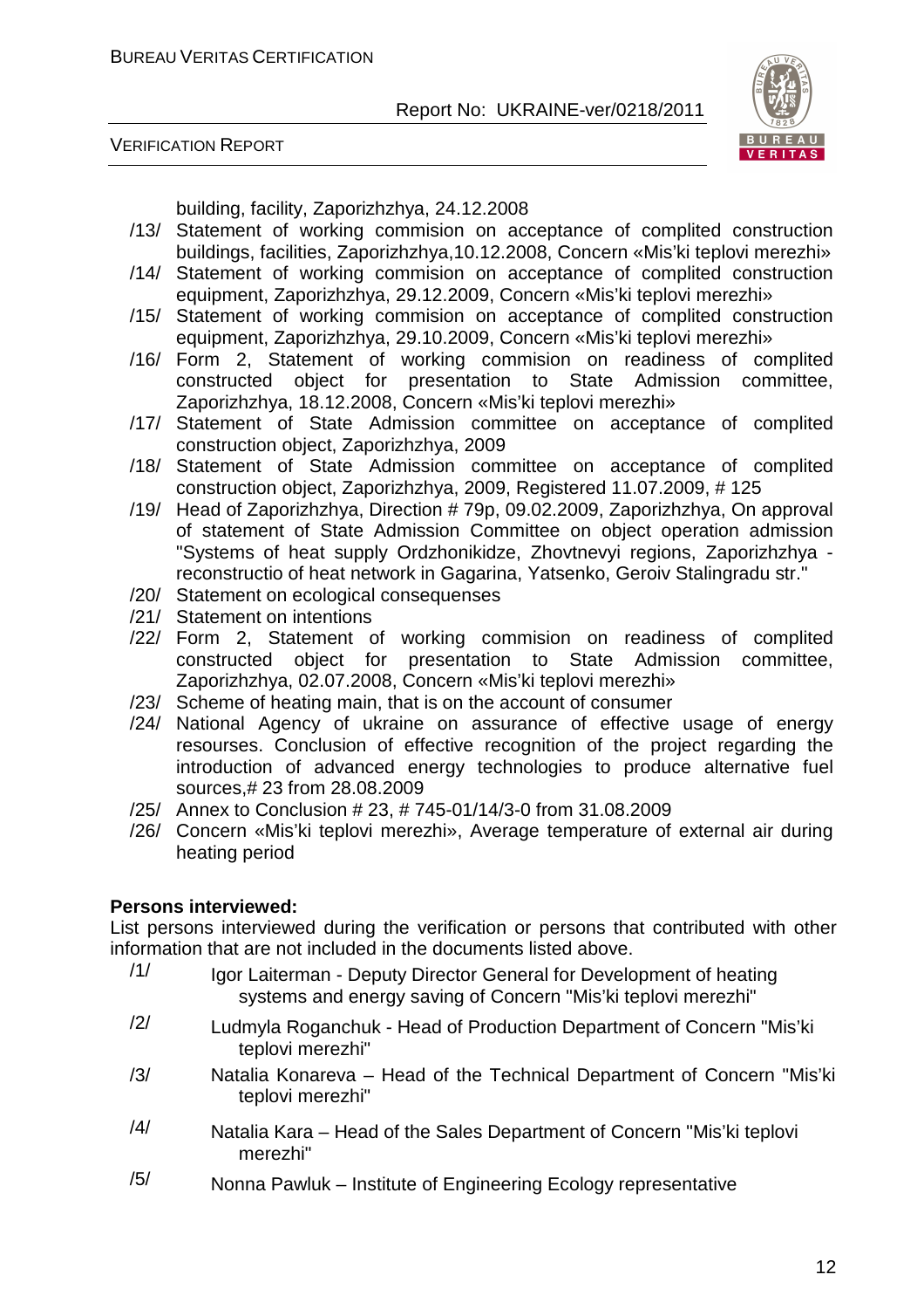building, facility, Zaporizhzhya, 24.12.2008

/13/ Statement of working commision on acceptance of complited construction buildings, facilities, Zaporizhzhya,10.12.2008, Concern «Mis'ki teplovi merezhi»

/14/ Statement of working commision on acceptance of complited construction equipment, Zaporizhzhya, 29.12.2009, Concern «Mis'ki teplovi merezhi»

/15/ Statement of working commision on acceptance of complited construction equipment, Zaporizhzhya, 29.10.2009, Concern «Mis'ki teplovi merezhi»

/16/ Form 2, Statement of working commision on readiness of complited constructed object for presentation to State Admission committee, Zaporizhzhya, 18.12.2008, Concern «Mis'ki teplovi merezhi»

/17/ Statement of State Admission committee on acceptance of complited construction object, Zaporizhzhya, 2009

/18/ Statement of State Admission committee on acceptance of complited construction object, Zaporizhzhya, 2009, Registered 11.07.2009, # 125

/19/ Head of Zaporizhzhya, Direction # 79p, 09.02.2009, Zaporizhzhya, On approval of statement of State Admission Committee on object operation admission "Systems of heat supply Ordzhonikidze, Zhovtnevyi regions, Zaporizhzhya - reconstructio of heat network in Gagarina, Yatsenko, Geroiv Stalingradu str."

/20/ Statement on ecological consequenses

/21/ Statement on intentions

/22/ Form 2, Statement of working commision on readiness of complited constructed object for presentation to State Admission committee, Zaporizhzhya, 02.07.2008, Concern «Mis'ki teplovi merezhi»

/23/ Scheme of heating main, that is on the account of consumer

/24/ National Agency of ukraine on assurance of effective usage of energy resourses. Conclusion of effective recognition of the project regarding the introduction of advanced energy technologies to produce alternative fuel sources,# 23 from 28.08.2009

/25/ Annex to Conclusion # 23, # 745-01/14/3-0 from 31.08.2009

/26/ Concern «Mis'ki teplovi merezhi», Average temperature of external air during heating period

**Persons interviewed:**

List persons interviewed during the verification or persons that contributed with other information that are not included in the documents listed above.

/1/ Igor Laiterman - Deputy Director General for Development of heating systems and energy saving of Concern "Mis'ki teplovi merezhi"

/2/ Ludmyla Roganchuk - Head of Production Department of Concern "Mis'ki teplovi merezhi"

/3/ Natalia Konareva – Head of the Technical Department of Concern "Mis'ki teplovi merezhi"

/4/ Natalia Kara – Head of the Sales Department of Concern "Mis'ki teplovi merezhi"

/5/ Nonna Pawluk – Institute of Engineering Ecology representative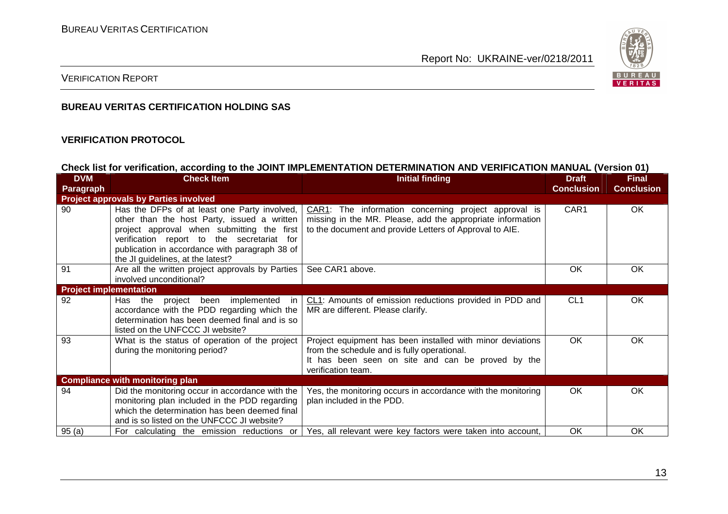**BUREAU VERITAS CERTIFICATION HOLDING SAS**

**VERIFICATION PROTOCOL**

**Check list for verification, according to the JOINT IMPLEMENTATION DETERMINATION AND VERIFICATION MANUAL (Version 01)**

| DVM Paragraph | Check Item | Initial finding | Draft Conclusion | Final Conclusion |
|---|---|---|---|---|
| **Project approvals by Parties involved** | | | | |
| 90 | Has the DFPs of at least one Party involved, other than the host Party, issued a written project approval when submitting the first verification report to the secretariat for publication in accordance with paragraph 38 of the JI guidelines, at the latest? | CAR1: The information concerning project approval is missing in the MR. Please, add the appropriate information to the document and provide Letters of Approval to AIE. | CAR1 | OK |
| 91 | Are all the written project approvals by Parties involved unconditional? | See CAR1 above. | OK | OK |
| **Project implementation** | | | | |
| 92 | Has the project been implemented in accordance with the PDD regarding which the determination has been deemed final and is so listed on the UNFCCC JI website? | CL1: Amounts of emission reductions provided in PDD and MR are different. Please clarify. | CL1 | OK |
| 93 | What is the status of operation of the project during the monitoring period? | Project equipment has been installed with minor deviations from the schedule and is fully operational. It has been seen on site and can be proved by the verification team. | OK | OK |
| **Compliance with monitoring plan** | | | | |
| 94 | Did the monitoring occur in accordance with the monitoring plan included in the PDD regarding which the determination has been deemed final and is so listed on the UNFCCC JI website? | Yes, the monitoring occurs in accordance with the monitoring plan included in the PDD. | OK | OK |
| 95 (a) | For calculating the emission reductions or | Yes, all relevant were key factors were taken into account, | OK | OK |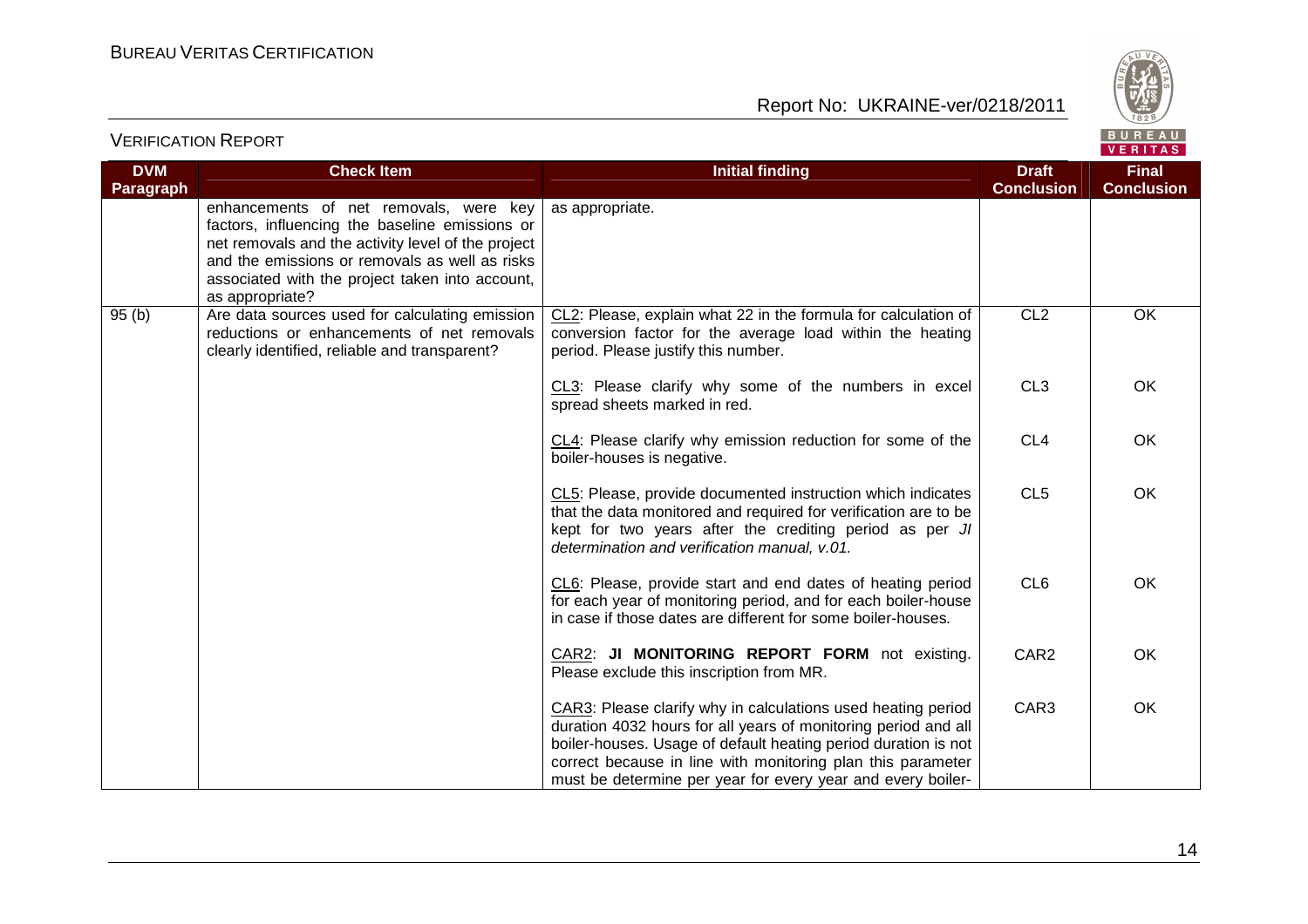| DVM Paragraph | Check Item | Initial finding | Draft Conclusion | Final Conclusion |
|---|---|---|---|---|
| | enhancements of net removals, were key factors, influencing the baseline emissions or net removals and the activity level of the project and the emissions or removals as well as risks associated with the project taken into account, as appropriate? | as appropriate. | | |
| 95 (b) | Are data sources used for calculating emission reductions or enhancements of net removals clearly identified, reliable and transparent? | CL2: Please, explain what 22 in the formula for calculation of conversion factor for the average load within the heating period. Please justify this number. | CL2 | OK |
| | | CL3: Please clarify why some of the numbers in excel spread sheets marked in red. | CL3 | OK |
| | | CL4: Please clarify why emission reduction for some of the boiler-houses is negative. | CL4 | OK |
| | | CL5: Please, provide documented instruction which indicates that the data monitored and required for verification are to be kept for two years after the crediting period as per *JI determination and verification manual, v.01.* | CL5 | OK |
| | | CL6: Please, provide start and end dates of heating period for each year of monitoring period, and for each boiler-house in case if those dates are different for some boiler-houses. | CL6 | OK |
| | | CAR2: **JI MONITORING REPORT FORM** not existing. Please exclude this inscription from MR. | CAR2 | OK |
| | | CAR3: Please clarify why in calculations used heating period duration 4032 hours for all years of monitoring period and all boiler-houses. Usage of default heating period duration is not correct because in line with monitoring plan this parameter must be determine per year for every year and every boiler- | CAR3 | OK |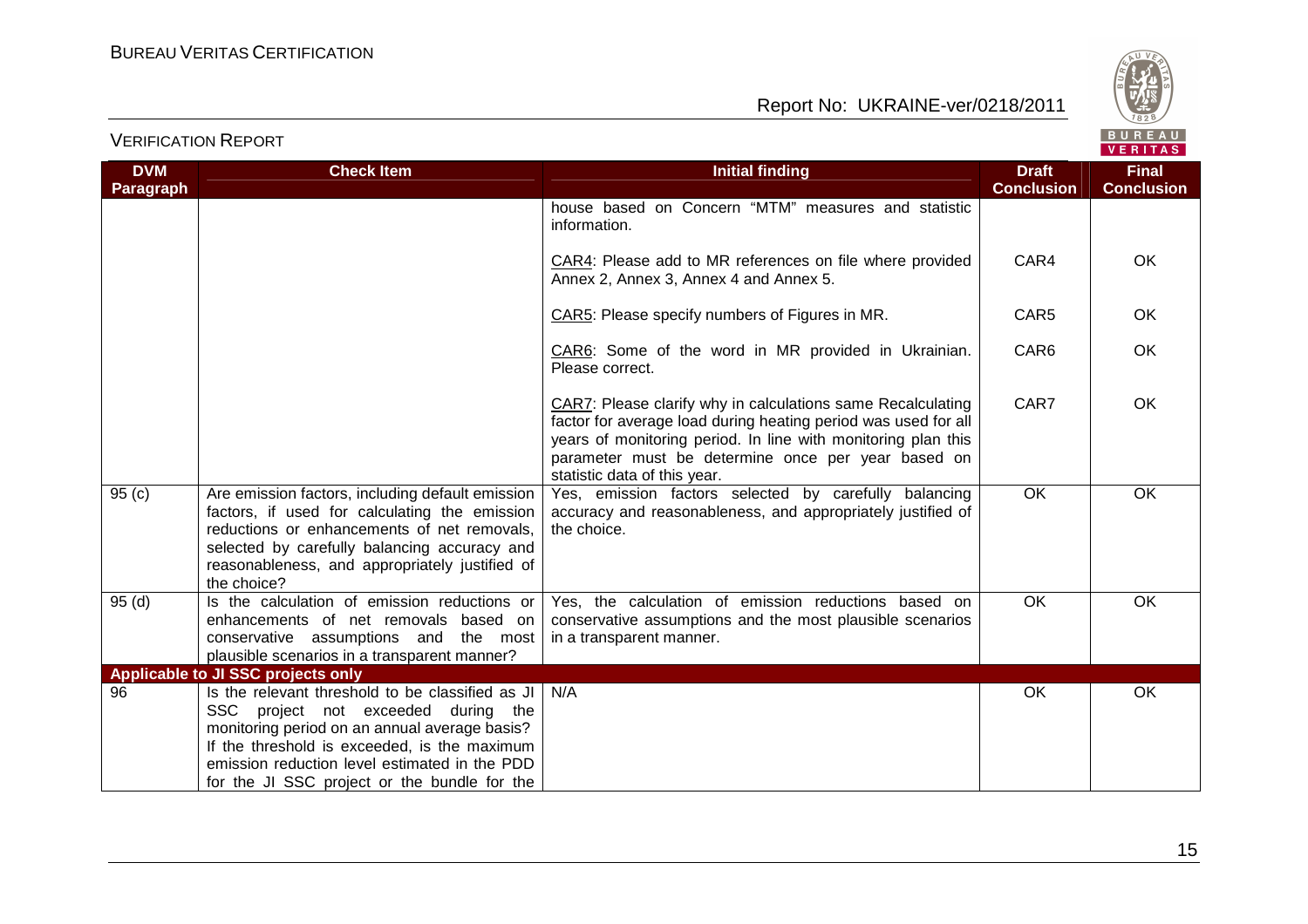VERIFICATION REPORT

| DVM Paragraph | Check Item | Initial finding | Draft Conclusion | Final Conclusion |
|---|---|---|---|---|
| | | house based on Concern "MTM" measures and statistic information. | | |
| | | CAR4: Please add to MR references on file where provided Annex 2, Annex 3, Annex 4 and Annex 5. | CAR4 | OK |
| | | CAR5: Please specify numbers of Figures in MR. | CAR5 | OK |
| | | CAR6: Some of the word in MR provided in Ukrainian. Please correct. | CAR6 | OK |
| | | CAR7: Please clarify why in calculations same Recalculating factor for average load during heating period was used for all years of monitoring period. In line with monitoring plan this parameter must be determine once per year based on statistic data of this year. | CAR7 | OK |
| 95 (c) | Are emission factors, including default emission factors, if used for calculating the emission reductions or enhancements of net removals, selected by carefully balancing accuracy and reasonableness, and appropriately justified of the choice? | Yes, emission factors selected by carefully balancing accuracy and reasonableness, and appropriately justified of the choice. | OK | OK |
| 95 (d) | Is the calculation of emission reductions or enhancements of net removals based on conservative assumptions and the most plausible scenarios in a transparent manner? | Yes, the calculation of emission reductions based on conservative assumptions and the most plausible scenarios in a transparent manner. | OK | OK |
| **Applicable to JI SSC projects only** | | | | |
| 96 | Is the relevant threshold to be classified as JI SSC project not exceeded during the monitoring period on an annual average basis? If the threshold is exceeded, is the maximum emission reduction level estimated in the PDD for the JI SSC project or the bundle for the | N/A | OK | OK |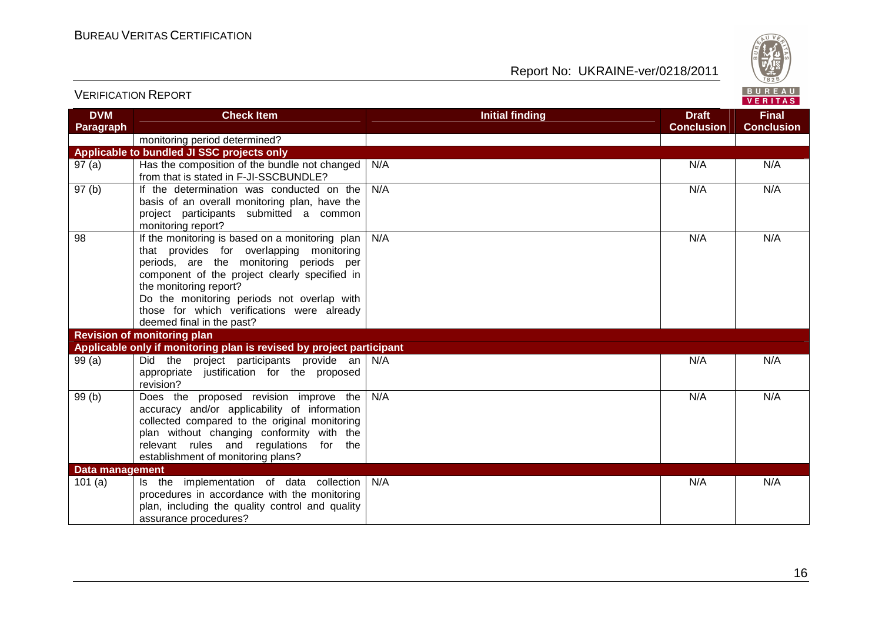| DVM Paragraph | Check Item | Initial finding | Draft Conclusion | Final Conclusion |
|---|---|---|---|---|
| | monitoring period determined? | | | |
| **Applicable to bundled JI SSC projects only** | | | | |
| 97 (a) | Has the composition of the bundle not changed from that is stated in F-JI-SSCBUNDLE? | N/A | N/A | N/A |
| 97 (b) | If the determination was conducted on the basis of an overall monitoring plan, have the project participants submitted a common monitoring report? | N/A | N/A | N/A |
| 98 | If the monitoring is based on a monitoring plan that provides for overlapping monitoring periods, are the monitoring periods per component of the project clearly specified in the monitoring report? Do the monitoring periods not overlap with those for which verifications were already deemed final in the past? | N/A | N/A | N/A |
| **Revision of monitoring plan** | | | | |
| **Applicable only if monitoring plan is revised by project participant** | | | | |
| 99 (a) | Did the project participants provide an appropriate justification for the proposed revision? | N/A | N/A | N/A |
| 99 (b) | Does the proposed revision improve the accuracy and/or applicability of information collected compared to the original monitoring plan without changing conformity with the relevant rules and regulations for the establishment of monitoring plans? | N/A | N/A | N/A |
| **Data management** | | | | |
| 101 (a) | Is the implementation of data collection procedures in accordance with the monitoring plan, including the quality control and quality assurance procedures? | N/A | N/A | N/A |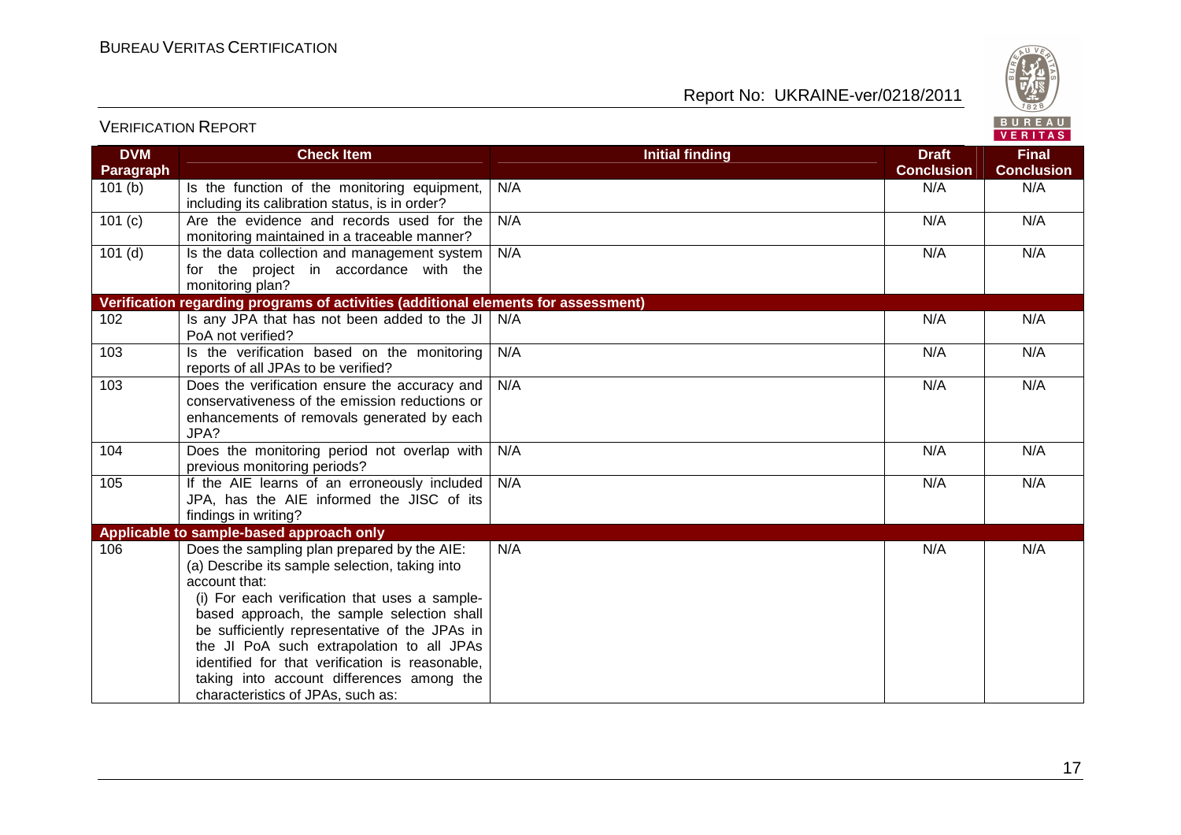| DVM Paragraph | Check Item | Initial finding | Draft Conclusion | Final Conclusion |
|---|---|---|---|---|
| 101 (b) | Is the function of the monitoring equipment, including its calibration status, is in order? | N/A | N/A | N/A |
| 101 (c) | Are the evidence and records used for the monitoring maintained in a traceable manner? | N/A | N/A | N/A |
| 101 (d) | Is the data collection and management system for the project in accordance with the monitoring plan? | N/A | N/A | N/A |
| **Verification regarding programs of activities (additional elements for assessment)** | | | | |
| 102 | Is any JPA that has not been added to the JI PoA not verified? | N/A | N/A | N/A |
| 103 | Is the verification based on the monitoring reports of all JPAs to be verified? | N/A | N/A | N/A |
| 103 | Does the verification ensure the accuracy and conservativeness of the emission reductions or enhancements of removals generated by each JPA? | N/A | N/A | N/A |
| 104 | Does the monitoring period not overlap with previous monitoring periods? | N/A | N/A | N/A |
| 105 | If the AIE learns of an erroneously included JPA, has the AIE informed the JISC of its findings in writing? | N/A | N/A | N/A |
| **Applicable to sample-based approach only** | | | | |
| 106 | Does the sampling plan prepared by the AIE:<br>(a) Describe its sample selection, taking into account that:<br>(i) For each verification that uses a sample-based approach, the sample selection shall be sufficiently representative of the JPAs in the JI PoA such extrapolation to all JPAs identified for that verification is reasonable, taking into account differences among the characteristics of JPAs, such as: | N/A | N/A | N/A |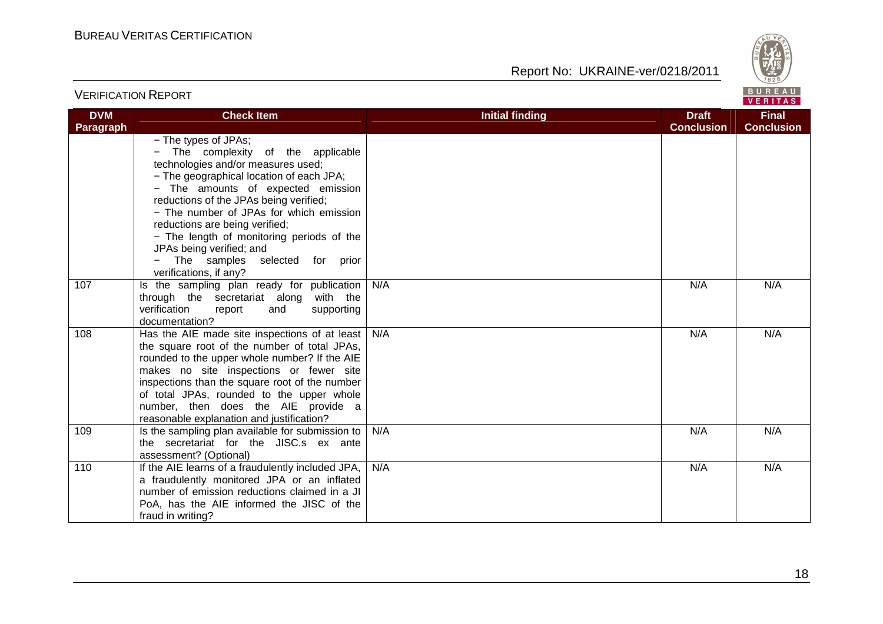| DVM Paragraph | Check Item | Initial finding | Draft Conclusion | Final Conclusion |
|---|---|---|---|---|
| | − The types of JPAs;<br>− The complexity of the applicable technologies and/or measures used;<br>− The geographical location of each JPA;<br>− The amounts of expected emission reductions of the JPAs being verified;<br>− The number of JPAs for which emission reductions are being verified;<br>− The length of monitoring periods of the JPAs being verified; and<br>− The samples selected for prior verifications, if any? | | | |
| 107 | Is the sampling plan ready for publication through the secretariat along with the verification report and supporting documentation? | N/A | N/A | N/A |
| 108 | Has the AIE made site inspections of at least the square root of the number of total JPAs, rounded to the upper whole number? If the AIE makes no site inspections or fewer site inspections than the square root of the number of total JPAs, rounded to the upper whole number, then does the AIE provide a reasonable explanation and justification? | N/A | N/A | N/A |
| 109 | Is the sampling plan available for submission to the secretariat for the JISC.s ex ante assessment? (Optional) | N/A | N/A | N/A |
| 110 | If the AIE learns of a fraudulently included JPA, a fraudulently monitored JPA or an inflated number of emission reductions claimed in a JI PoA, has the AIE informed the JISC of the fraud in writing? | N/A | N/A | N/A |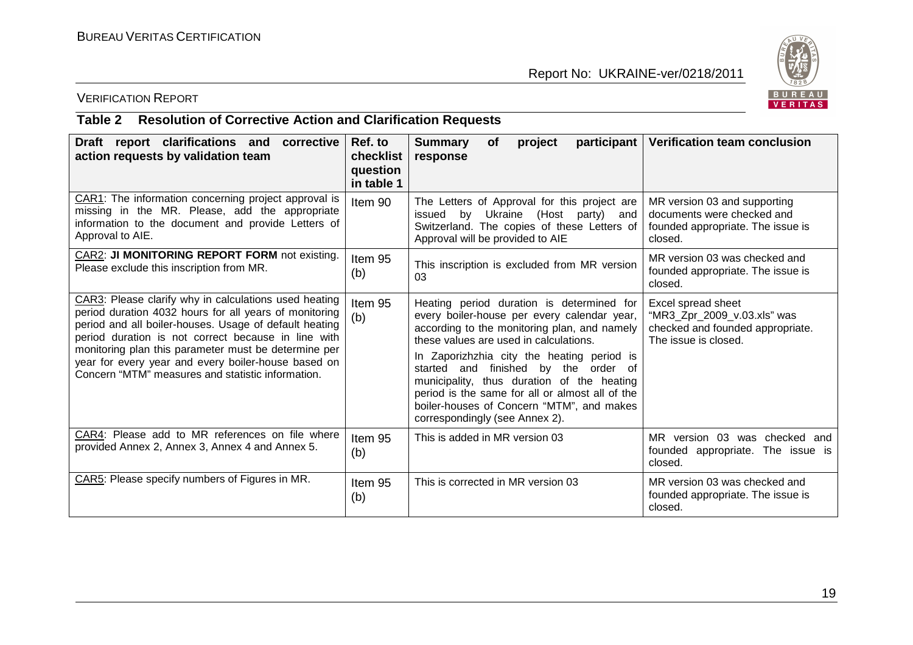VERIFICATION REPORT

## Table 2 Resolution of Corrective Action and Clarification Requests

| Draft report clarifications and corrective action requests by validation team | Ref. to checklist question in table 1 | Summary of project participant response | Verification team conclusion |
|---|---|---|---|
| CAR1: The information concerning project approval is missing in the MR. Please, add the appropriate information to the document and provide Letters of Approval to AIE. | Item 90 | The Letters of Approval for this project are issued by Ukraine (Host party) and Switzerland. The copies of these Letters of Approval will be provided to AIE | MR version 03 and supporting documents were checked and founded appropriate. The issue is closed. |
| CAR2: **JI MONITORING REPORT FORM** not existing. Please exclude this inscription from MR. | Item 95 (b) | This inscription is excluded from MR version 03 | MR version 03 was checked and founded appropriate. The issue is closed. |
| CAR3: Please clarify why in calculations used heating period duration 4032 hours for all years of monitoring period and all boiler-houses. Usage of default heating period duration is not correct because in line with monitoring plan this parameter must be determine per year for every year and every boiler-house based on Concern "MTM" measures and statistic information. | Item 95 (b) | Heating period duration is determined for every boiler-house per every calendar year, according to the monitoring plan, and namely these values are used in calculations.<br><br>In Zaporizhzhia city the heating period is started and finished by the order of municipality, thus duration of the heating period is the same for all or almost all of the boiler-houses of Concern "MTM", and makes correspondingly (see Annex 2). | Excel spread sheet "MR3_Zpr_2009_v.03.xls" was checked and founded appropriate. The issue is closed. |
| CAR4: Please add to MR references on file where provided Annex 2, Annex 3, Annex 4 and Annex 5. | Item 95 (b) | This is added in MR version 03 | MR version 03 was checked and founded appropriate. The issue is closed. |
| CAR5: Please specify numbers of Figures in MR. | Item 95 (b) | This is corrected in MR version 03 | MR version 03 was checked and founded appropriate. The issue is closed. |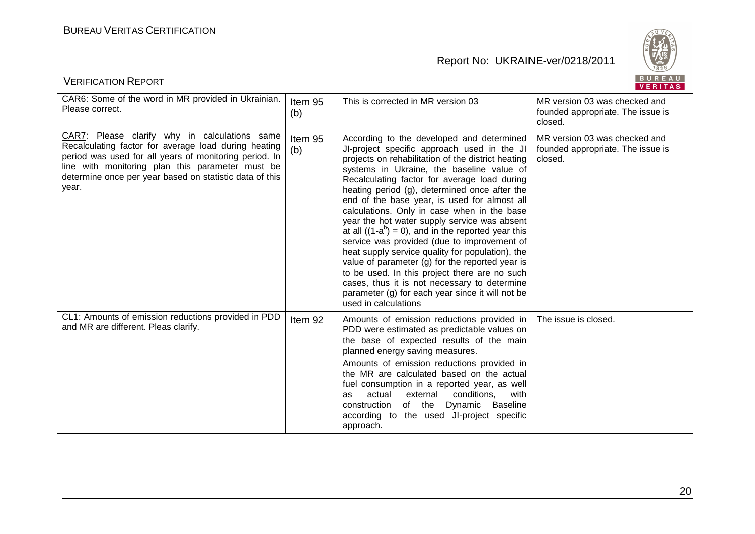| CAR6: Some of the word in MR provided in Ukrainian. Please correct. | Item 95 (b) | This is corrected in MR version 03 | MR version 03 was checked and founded appropriate. The issue is closed. |
|---|---|---|---|
| CAR7: Please clarify why in calculations same Recalculating factor for average load during heating period was used for all years of monitoring period. In line with monitoring plan this parameter must be determine once per year based on statistic data of this year. | Item 95 (b) | According to the developed and determined JI-project specific approach used in the JI projects on rehabilitation of the district heating systems in Ukraine, the baseline value of Recalculating factor for average load during heating period (g), determined once after the end of the base year, is used for almost all calculations. Only in case when in the base year the hot water supply service was absent at all $((1-a^b) = 0)$, and in the reported year this service was provided (due to improvement of heat supply service quality for population), the value of parameter (g) for the reported year is to be used. In this project there are no such cases, thus it is not necessary to determine parameter (g) for each year since it will not be used in calculations | MR version 03 was checked and founded appropriate. The issue is closed. |
| CL1: Amounts of emission reductions provided in PDD and MR are different. Pleas clarify. | Item 92 | Amounts of emission reductions provided in PDD were estimated as predictable values on the base of expected results of the main planned energy saving measures.<br><br>Amounts of emission reductions provided in the MR are calculated based on the actual fuel consumption in a reported year, as well as actual external conditions, with construction of the Dynamic Baseline according to the used JI-project specific approach. | The issue is closed. |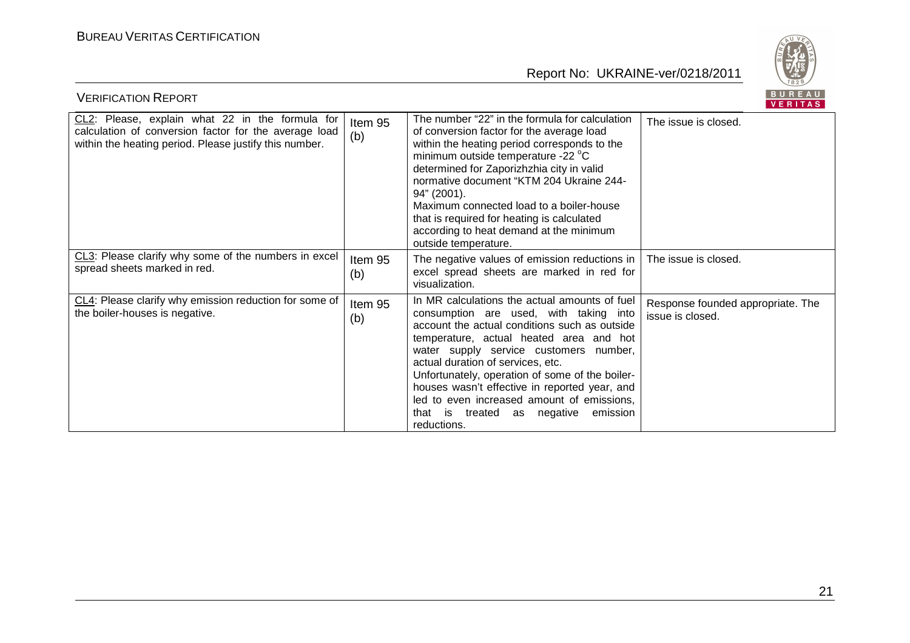| CL2: Please, explain what 22 in the formula for calculation of conversion factor for the average load within the heating period. Please justify this number. | Item 95 (b) | The number "22" in the formula for calculation of conversion factor for the average load within the heating period corresponds to the minimum outside temperature -22 $^{o}$C determined for Zaporizhzhia city in valid normative document "KTM 204 Ukraine 244-94" (2001).<br>Maximum connected load to a boiler-house that is required for heating is calculated according to heat demand at the minimum outside temperature. | The issue is closed. |
|---|---|---|---|
| CL3: Please clarify why some of the numbers in excel spread sheets marked in red. | Item 95 (b) | The negative values of emission reductions in excel spread sheets are marked in red for visualization. | The issue is closed. |
| CL4: Please clarify why emission reduction for some of the boiler-houses is negative. | Item 95 (b) | In MR calculations the actual amounts of fuel consumption are used, with taking into account the actual conditions such as outside temperature, actual heated area and hot water supply service customers number, actual duration of services, etc.<br>Unfortunately, operation of some of the boiler-houses wasn't effective in reported year, and led to even increased amount of emissions, that is treated as negative emission reductions. | Response founded appropriate. The issue is closed. |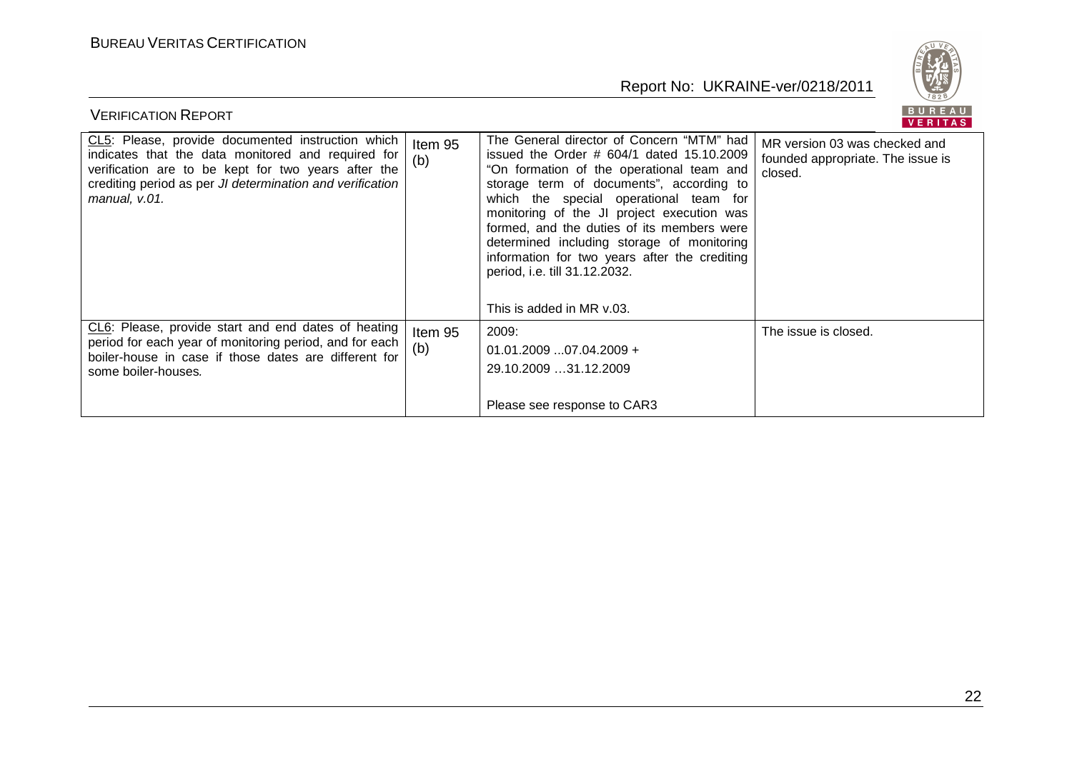| | | | |
|---|---|---|---|
| CL5: Please, provide documented instruction which indicates that the data monitored and required for verification are to be kept for two years after the crediting period as per *JI determination and verification manual, v.01.* | Item 95 (b) | The General director of Concern "MTM" had issued the Order # 604/1 dated 15.10.2009 "On formation of the operational team and storage term of documents", according to which the special operational team for monitoring of the JI project execution was formed, and the duties of its members were determined including storage of monitoring information for two years after the crediting period, i.e. till 31.12.2032.<br><br>This is added in MR v.03. | MR version 03 was checked and founded appropriate. The issue is closed. |
| CL6: Please, provide start and end dates of heating period for each year of monitoring period, and for each boiler-house in case if those dates are different for some boiler-houses. | Item 95 (b) | 2009:<br>01.01.2009 ...07.04.2009 +<br>29.10.2009 …31.12.2009<br><br>Please see response to CAR3 | The issue is closed. |